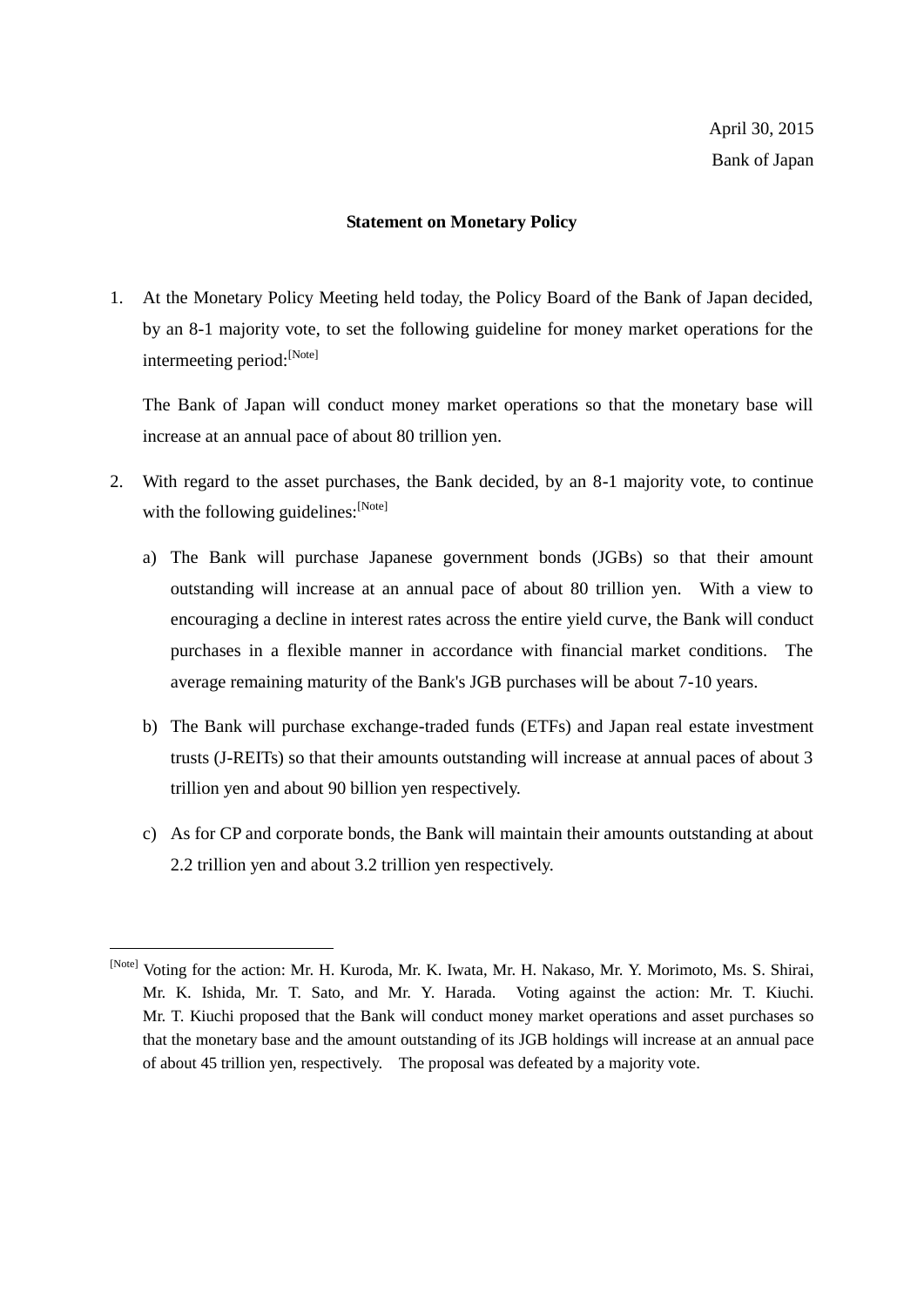April 30, 2015

Bank of Japan

**Statement on Monetary Policy**

1. At the Monetary Policy Meeting held today, the Policy Board of the Bank of Japan decided, by an 8-1 majority vote, to set the following guideline for money market operations for the intermeeting period:[Note]

   The Bank of Japan will conduct money market operations so that the monetary base will increase at an annual pace of about 80 trillion yen.

2. With regard to the asset purchases, the Bank decided, by an 8-1 majority vote, to continue with the following guidelines:[Note]

   a) The Bank will purchase Japanese government bonds (JGBs) so that their amount outstanding will increase at an annual pace of about 80 trillion yen. With a view to encouraging a decline in interest rates across the entire yield curve, the Bank will conduct purchases in a flexible manner in accordance with financial market conditions. The average remaining maturity of the Bank's JGB purchases will be about 7-10 years.

   b) The Bank will purchase exchange-traded funds (ETFs) and Japan real estate investment trusts (J-REITs) so that their amounts outstanding will increase at annual paces of about 3 trillion yen and about 90 billion yen respectively.

   c) As for CP and corporate bonds, the Bank will maintain their amounts outstanding at about 2.2 trillion yen and about 3.2 trillion yen respectively.

---

[Note] Voting for the action: Mr. H. Kuroda, Mr. K. Iwata, Mr. H. Nakaso, Mr. Y. Morimoto, Ms. S. Shirai, Mr. K. Ishida, Mr. T. Sato, and Mr. Y. Harada. Voting against the action: Mr. T. Kiuchi. Mr. T. Kiuchi proposed that the Bank will conduct money market operations and asset purchases so that the monetary base and the amount outstanding of its JGB holdings will increase at an annual pace of about 45 trillion yen, respectively. The proposal was defeated by a majority vote.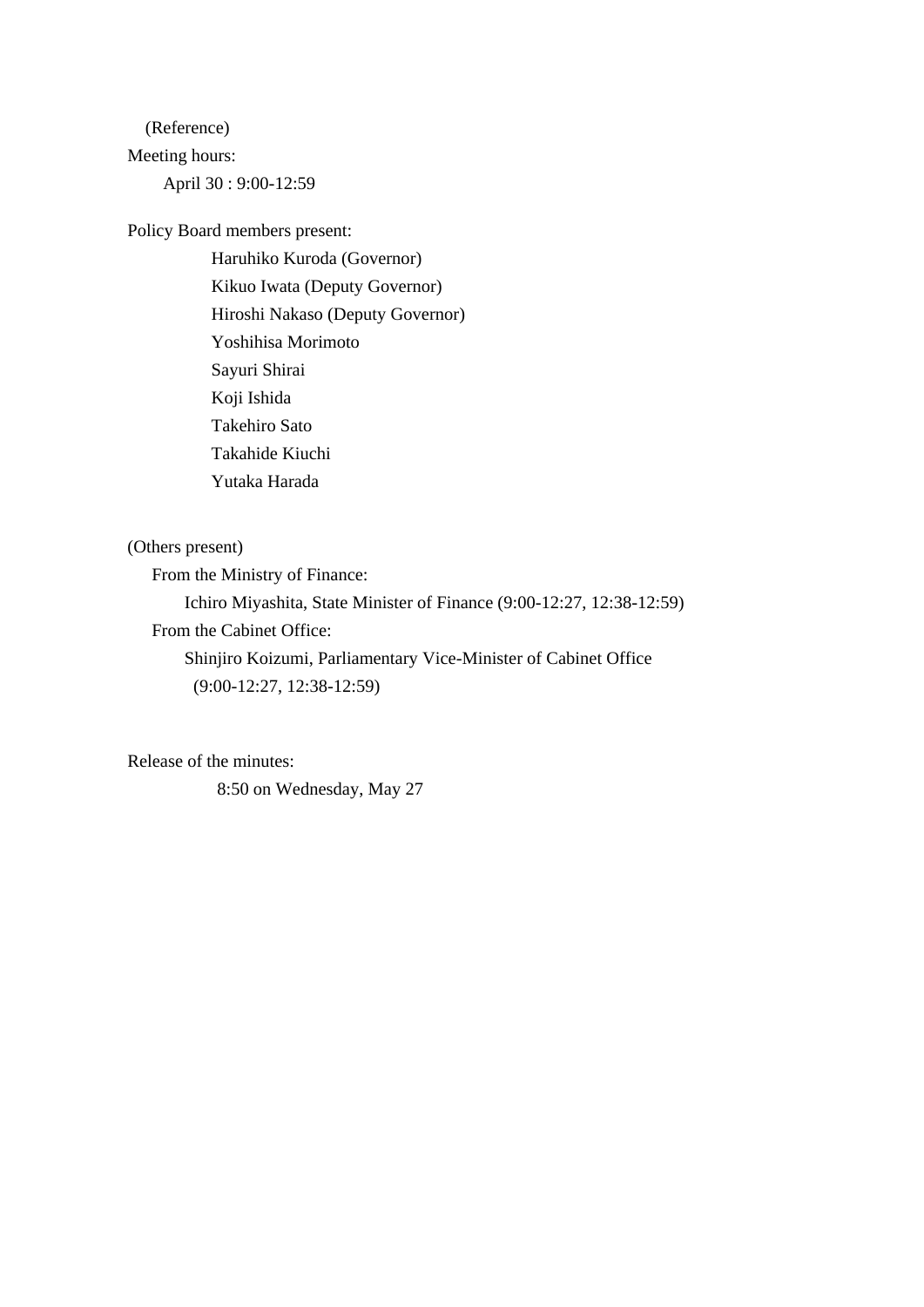(Reference)

Meeting hours:

April 30 : 9:00-12:59

Policy Board members present:

Haruhiko Kuroda (Governor)
Kikuo Iwata (Deputy Governor)
Hiroshi Nakaso (Deputy Governor)
Yoshihisa Morimoto
Sayuri Shirai
Koji Ishida
Takehiro Sato
Takahide Kiuchi
Yutaka Harada

(Others present)

From the Ministry of Finance:

Ichiro Miyashita, State Minister of Finance (9:00-12:27, 12:38-12:59)

From the Cabinet Office:

Shinjiro Koizumi, Parliamentary Vice-Minister of Cabinet Office (9:00-12:27, 12:38-12:59)

Release of the minutes:

8:50 on Wednesday, May 27